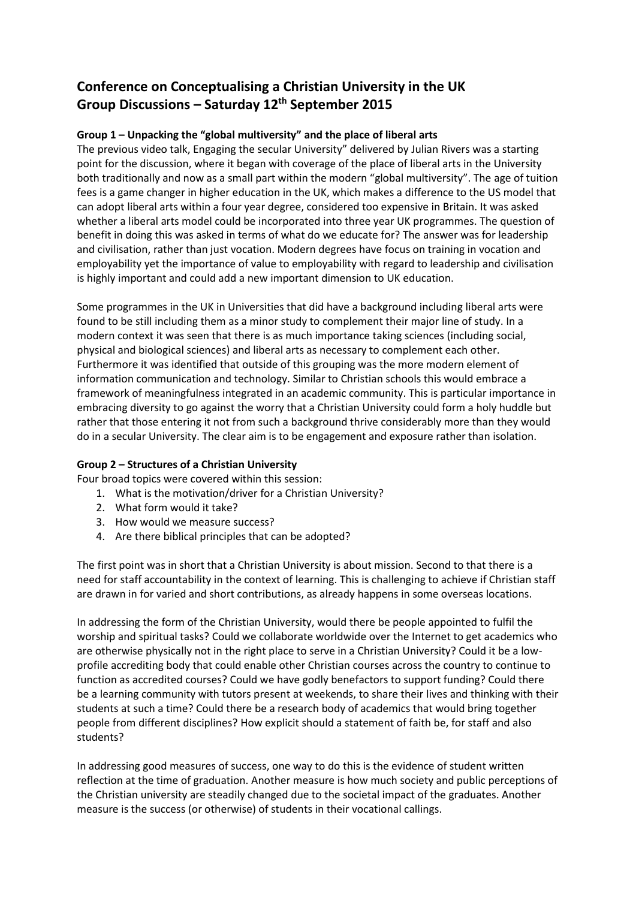# Conference on Conceptualising a Christian University in the UK
# Group Discussions – Saturday 12th September 2015

### Group 1 – Unpacking the "global multiversity" and the place of liberal arts

The previous video talk, Engaging the secular University" delivered by Julian Rivers was a starting point for the discussion, where it began with coverage of the place of liberal arts in the University both traditionally and now as a small part within the modern "global multiversity". The age of tuition fees is a game changer in higher education in the UK, which makes a difference to the US model that can adopt liberal arts within a four year degree, considered too expensive in Britain. It was asked whether a liberal arts model could be incorporated into three year UK programmes. The question of benefit in doing this was asked in terms of what do we educate for? The answer was for leadership and civilisation, rather than just vocation. Modern degrees have focus on training in vocation and employability yet the importance of value to employability with regard to leadership and civilisation is highly important and could add a new important dimension to UK education.

Some programmes in the UK in Universities that did have a background including liberal arts were found to be still including them as a minor study to complement their major line of study. In a modern context it was seen that there is as much importance taking sciences (including social, physical and biological sciences) and liberal arts as necessary to complement each other. Furthermore it was identified that outside of this grouping was the more modern element of information communication and technology. Similar to Christian schools this would embrace a framework of meaningfulness integrated in an academic community. This is particular importance in embracing diversity to go against the worry that a Christian University could form a holy huddle but rather that those entering it not from such a background thrive considerably more than they would do in a secular University. The clear aim is to be engagement and exposure rather than isolation.

### Group 2 – Structures of a Christian University

Four broad topics were covered within this session:

1. What is the motivation/driver for a Christian University?
2. What form would it take?
3. How would we measure success?
4. Are there biblical principles that can be adopted?

The first point was in short that a Christian University is about mission. Second to that there is a need for staff accountability in the context of learning. This is challenging to achieve if Christian staff are drawn in for varied and short contributions, as already happens in some overseas locations.

In addressing the form of the Christian University, would there be people appointed to fulfil the worship and spiritual tasks? Could we collaborate worldwide over the Internet to get academics who are otherwise physically not in the right place to serve in a Christian University? Could it be a low-profile accrediting body that could enable other Christian courses across the country to continue to function as accredited courses? Could we have godly benefactors to support funding? Could there be a learning community with tutors present at weekends, to share their lives and thinking with their students at such a time? Could there be a research body of academics that would bring together people from different disciplines? How explicit should a statement of faith be, for staff and also students?

In addressing good measures of success, one way to do this is the evidence of student written reflection at the time of graduation. Another measure is how much society and public perceptions of the Christian university are steadily changed due to the societal impact of the graduates. Another measure is the success (or otherwise) of students in their vocational callings.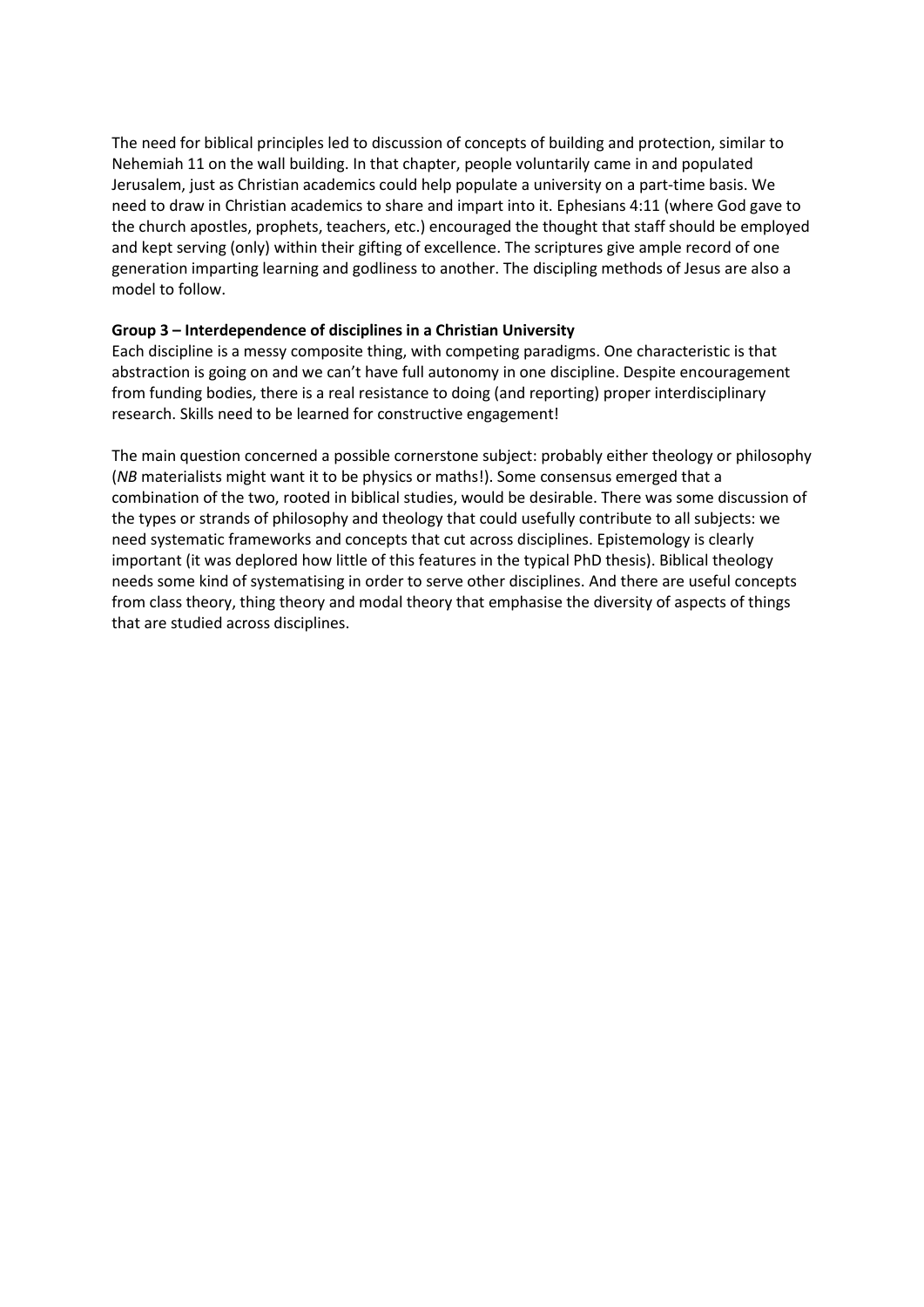The need for biblical principles led to discussion of concepts of building and protection, similar to Nehemiah 11 on the wall building. In that chapter, people voluntarily came in and populated Jerusalem, just as Christian academics could help populate a university on a part-time basis. We need to draw in Christian academics to share and impart into it. Ephesians 4:11 (where God gave to the church apostles, prophets, teachers, etc.) encouraged the thought that staff should be employed and kept serving (only) within their gifting of excellence. The scriptures give ample record of one generation imparting learning and godliness to another. The discipling methods of Jesus are also a model to follow.

**Group 3 – Interdependence of disciplines in a Christian University**

Each discipline is a messy composite thing, with competing paradigms. One characteristic is that abstraction is going on and we can't have full autonomy in one discipline. Despite encouragement from funding bodies, there is a real resistance to doing (and reporting) proper interdisciplinary research. Skills need to be learned for constructive engagement!

The main question concerned a possible cornerstone subject: probably either theology or philosophy (*NB* materialists might want it to be physics or maths!). Some consensus emerged that a combination of the two, rooted in biblical studies, would be desirable. There was some discussion of the types or strands of philosophy and theology that could usefully contribute to all subjects: we need systematic frameworks and concepts that cut across disciplines. Epistemology is clearly important (it was deplored how little of this features in the typical PhD thesis). Biblical theology needs some kind of systematising in order to serve other disciplines. And there are useful concepts from class theory, thing theory and modal theory that emphasise the diversity of aspects of things that are studied across disciplines.